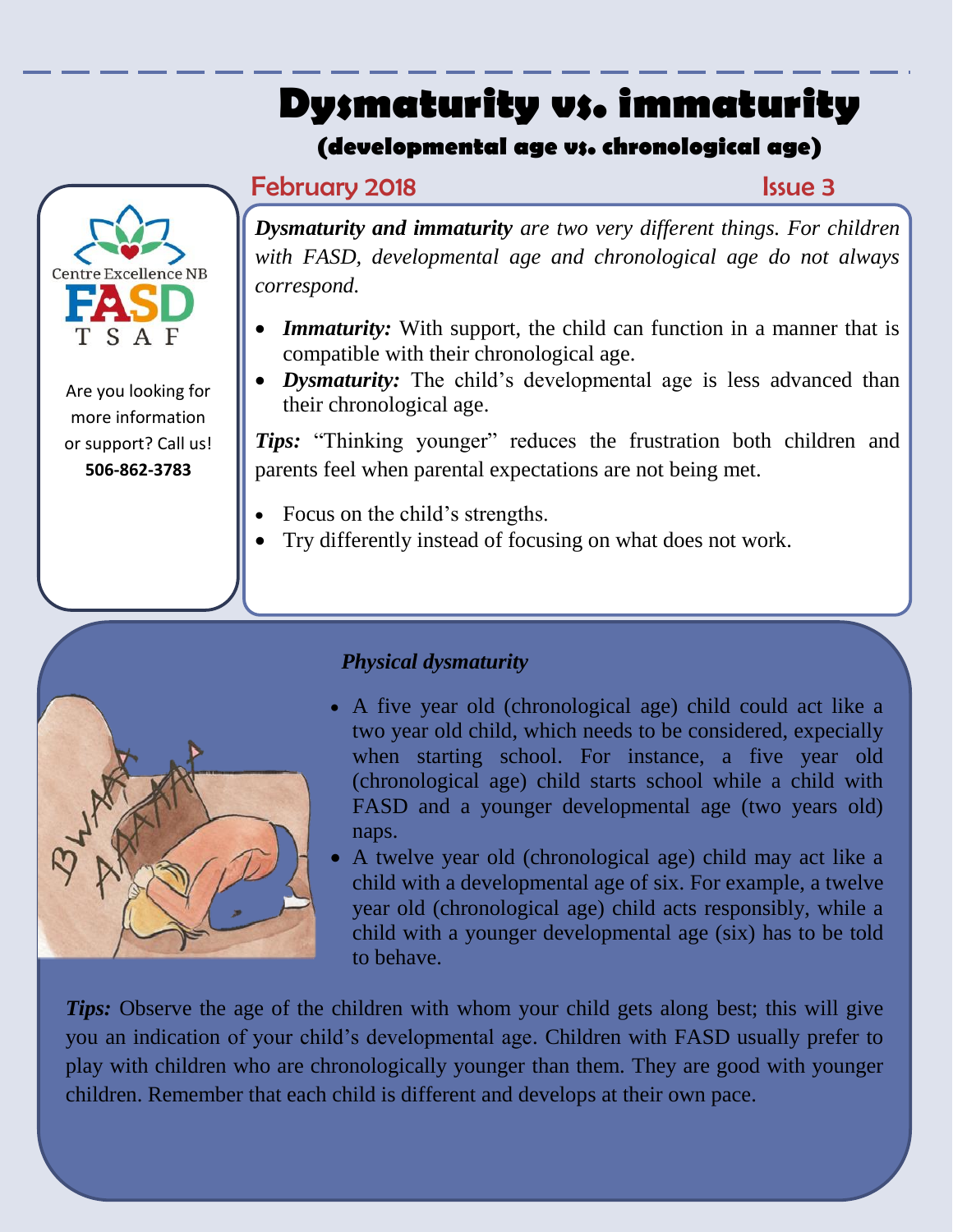# Dysmaturity vs. immaturity

## (developmental age vs. chronological age)

February 2018 — Issue 3

Centre Excellence NB

FASD TSAF

Are you looking for more information or support? Call us!

**506-862-3783**

***Dysmaturity and immaturity*** *are two very different things. For children with FASD, developmental age and chronological age do not always correspond.*

- ***Immaturity:*** With support, the child can function in a manner that is compatible with their chronological age.
- ***Dysmaturity:*** The child's developmental age is less advanced than their chronological age.

***Tips:*** "Thinking younger" reduces the frustration both children and parents feel when parental expectations are not being met.

- Focus on the child's strengths.
- Try differently instead of focusing on what does not work.

### *Physical dysmaturity*

- A five year old (chronological age) child could act like a two year old child, which needs to be considered, expecially when starting school. For instance, a five year old (chronological age) child starts school while a child with FASD and a younger developmental age (two years old) naps.
- A twelve year old (chronological age) child may act like a child with a developmental age of six. For example, a twelve year old (chronological age) child acts responsibly, while a child with a younger developmental age (six) has to be told to behave.

***Tips:*** Observe the age of the children with whom your child gets along best; this will give you an indication of your child's developmental age. Children with FASD usually prefer to play with children who are chronologically younger than them. They are good with younger children. Remember that each child is different and develops at their own pace.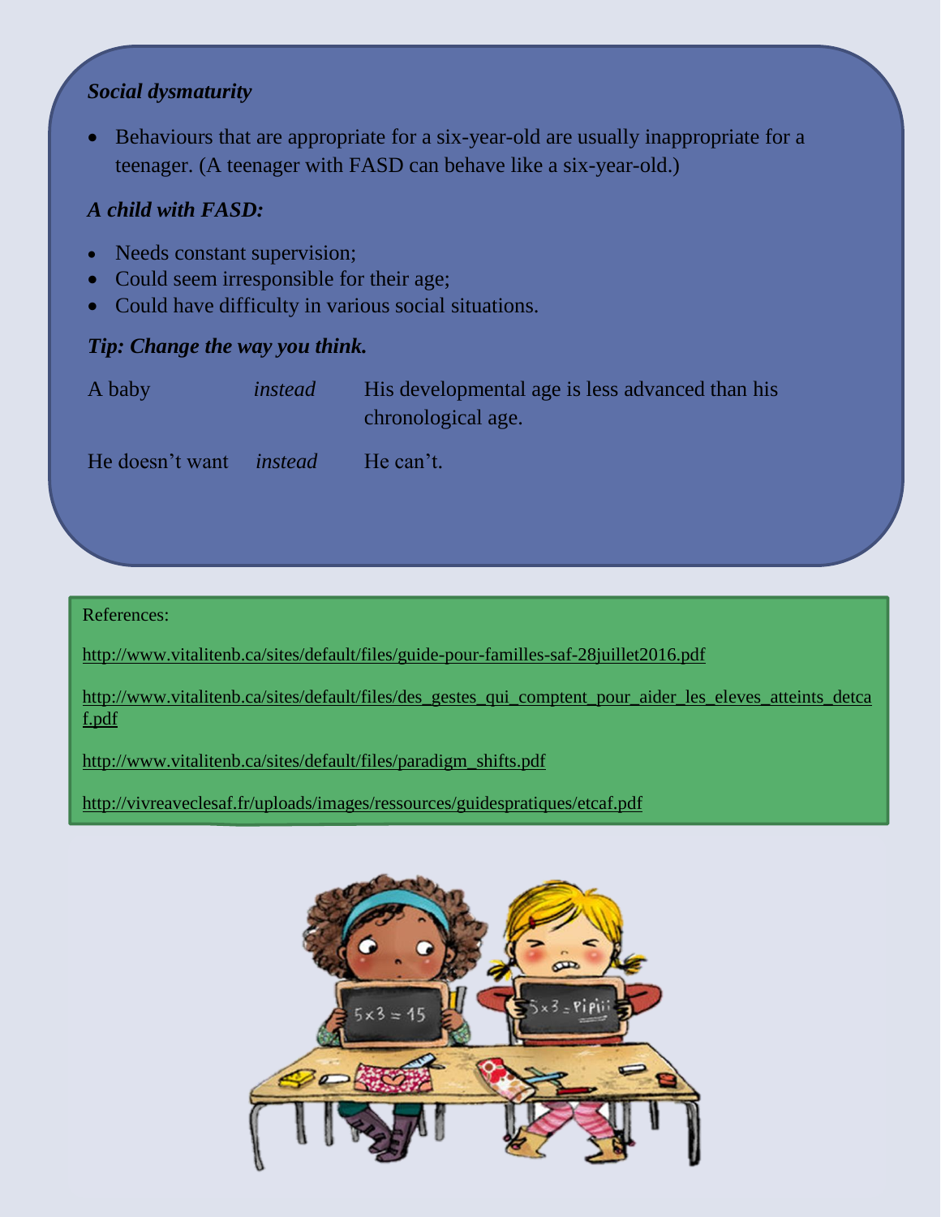***Social dysmaturity***

- Behaviours that are appropriate for a six-year-old are usually inappropriate for a teenager. (A teenager with FASD can behave like a six-year-old.)

***A child with FASD:***

- Needs constant supervision;
- Could seem irresponsible for their age;
- Could have difficulty in various social situations.

***Tip: Change the way you think.***

| | | |
|---|---|---|
| A baby | *instead* | His developmental age is less advanced than his chronological age. |
| He doesn't want | *instead* | He can't. |

References:

http://www.vitalitenb.ca/sites/default/files/guide-pour-familles-saf-28juillet2016.pdf

http://www.vitalitenb.ca/sites/default/files/des_gestes_qui_comptent_pour_aider_les_eleves_atteints_detcaf.pdf

http://www.vitalitenb.ca/sites/default/files/paradigm_shifts.pdf

http://vivreaveclesaf.fr/uploads/images/ressources/guidespratiques/etcaf.pdf